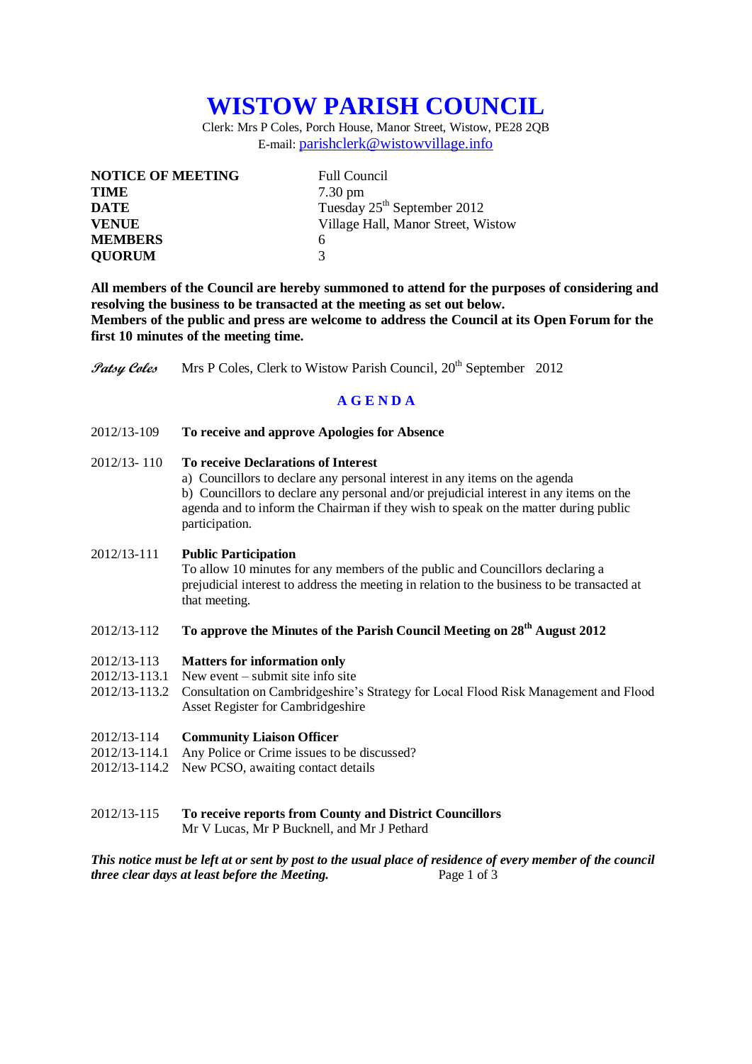# WISTOW PARISH COUNCIL

Clerk: Mrs P Coles, Porch House, Manor Street, Wistow, PE28 2QB
E-mail: parishclerk@wistowvillage.info

| | |
|---|---|
| **NOTICE OF MEETING** | Full Council |
| **TIME** | 7.30 pm |
| **DATE** | Tuesday 25th September 2012 |
| **VENUE** | Village Hall, Manor Street, Wistow |
| **MEMBERS** | 6 |
| **QUORUM** | 3 |

**All members of the Council are hereby summoned to attend for the purposes of considering and resolving the business to be transacted at the meeting as set out below.**
**Members of the public and press are welcome to address the Council at its Open Forum for the first 10 minutes of the meeting time.**

*Patsy Coles* Mrs P Coles, Clerk to Wistow Parish Council, 20th September 2012

## A G E N D A

2012/13-109 **To receive and approve Apologies for Absence**

2012/13- 110 **To receive Declarations of Interest**
a) Councillors to declare any personal interest in any items on the agenda
b) Councillors to declare any personal and/or prejudicial interest in any items on the agenda and to inform the Chairman if they wish to speak on the matter during public participation.

2012/13-111 **Public Participation**
To allow 10 minutes for any members of the public and Councillors declaring a prejudicial interest to address the meeting in relation to the business to be transacted at that meeting.

2012/13-112 **To approve the Minutes of the Parish Council Meeting on 28th August 2012**

2012/13-113 **Matters for information only**
2012/13-113.1 New event – submit site info site
2012/13-113.2 Consultation on Cambridgeshire's Strategy for Local Flood Risk Management and Flood Asset Register for Cambridgeshire

2012/13-114 **Community Liaison Officer**
2012/13-114.1 Any Police or Crime issues to be discussed?
2012/13-114.2 New PCSO, awaiting contact details

2012/13-115 **To receive reports from County and District Councillors**
Mr V Lucas, Mr P Bucknell, and Mr J Pethard

***This notice must be left at or sent by post to the usual place of residence of every member of the council three clear days at least before the Meeting.***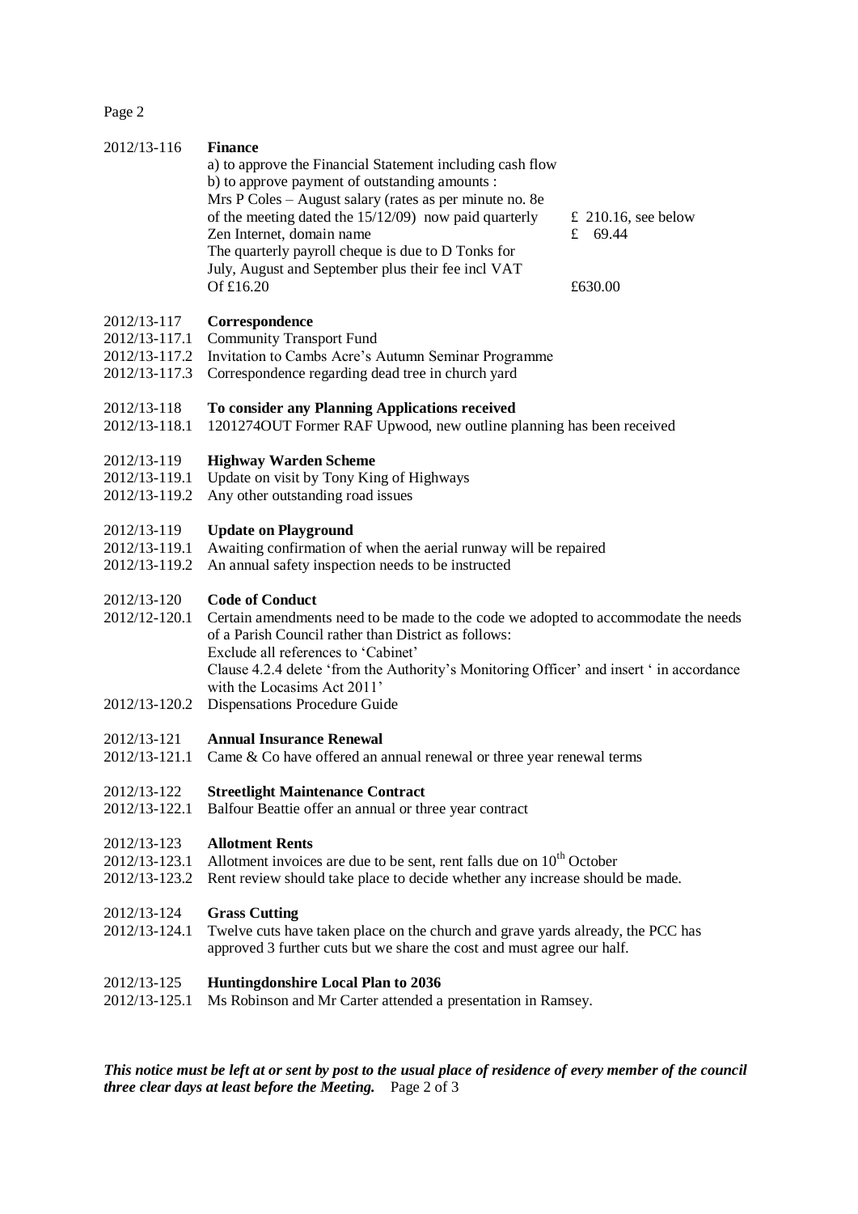| | | |
|---|---|---|
| 2012/13-116 | **Finance** | |
| | a) to approve the Financial Statement including cash flow | |
| | b) to approve payment of outstanding amounts : | |
| | Mrs P Coles – August salary (rates as per minute no. 8e of the meeting dated the 15/12/09) now paid quarterly | £ 210.16, see below |
| | Zen Internet, domain name | £ 69.44 |
| | The quarterly payroll cheque is due to D Tonks for July, August and September plus their fee incl VAT Of £16.20 | £630.00 |

2012/13-117 **Correspondence**
2012/13-117.1 Community Transport Fund
2012/13-117.2 Invitation to Cambs Acre's Autumn Seminar Programme
2012/13-117.3 Correspondence regarding dead tree in church yard

2012/13-118 **To consider any Planning Applications received**
2012/13-118.1 1201274OUT Former RAF Upwood, new outline planning has been received

2012/13-119 **Highway Warden Scheme**
2012/13-119.1 Update on visit by Tony King of Highways
2012/13-119.2 Any other outstanding road issues

2012/13-119 **Update on Playground**
2012/13-119.1 Awaiting confirmation of when the aerial runway will be repaired
2012/13-119.2 An annual safety inspection needs to be instructed

2012/13-120 **Code of Conduct**
2012/12-120.1 Certain amendments need to be made to the code we adopted to accommodate the needs of a Parish Council rather than District as follows:
Exclude all references to 'Cabinet'
Clause 4.2.4 delete 'from the Authority's Monitoring Officer' and insert ' in accordance with the Locasims Act 2011'
2012/13-120.2 Dispensations Procedure Guide

2012/13-121 **Annual Insurance Renewal**
2012/13-121.1 Came & Co have offered an annual renewal or three year renewal terms

2012/13-122 **Streetlight Maintenance Contract**
2012/13-122.1 Balfour Beattie offer an annual or three year contract

2012/13-123 **Allotment Rents**
2012/13-123.1 Allotment invoices are due to be sent, rent falls due on 10th October
2012/13-123.2 Rent review should take place to decide whether any increase should be made.

2012/13-124 **Grass Cutting**
2012/13-124.1 Twelve cuts have taken place on the church and grave yards already, the PCC has approved 3 further cuts but we share the cost and must agree our half.

2012/13-125 **Huntingdonshire Local Plan to 2036**
2012/13-125.1 Ms Robinson and Mr Carter attended a presentation in Ramsey.

***This notice must be left at or sent by post to the usual place of residence of every member of the council three clear days at least before the Meeting.***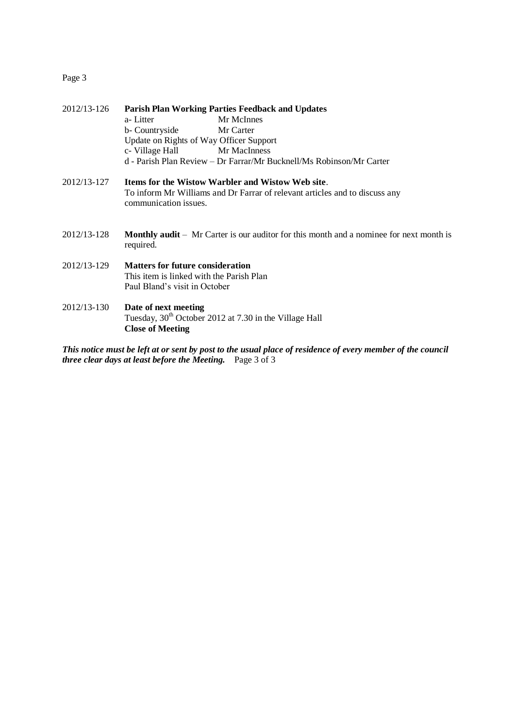2012/13-126 **Parish Plan Working Parties Feedback and Updates**

a- Litter Mr McInnes
b- Countryside Mr Carter
Update on Rights of Way Officer Support
c- Village Hall Mr MacInness
d - Parish Plan Review – Dr Farrar/Mr Bucknell/Ms Robinson/Mr Carter

2012/13-127 **Items for the Wistow Warbler and Wistow Web site**.
To inform Mr Williams and Dr Farrar of relevant articles and to discuss any communication issues.

2012/13-128 **Monthly audit** – Mr Carter is our auditor for this month and a nominee for next month is required.

2012/13-129 **Matters for future consideration**
This item is linked with the Parish Plan
Paul Bland's visit in October

2012/13-130 **Date of next meeting**
Tuesday, 30th October 2012 at 7.30 in the Village Hall
**Close of Meeting**

***This notice must be left at or sent by post to the usual place of residence of every member of the council three clear days at least before the Meeting.***